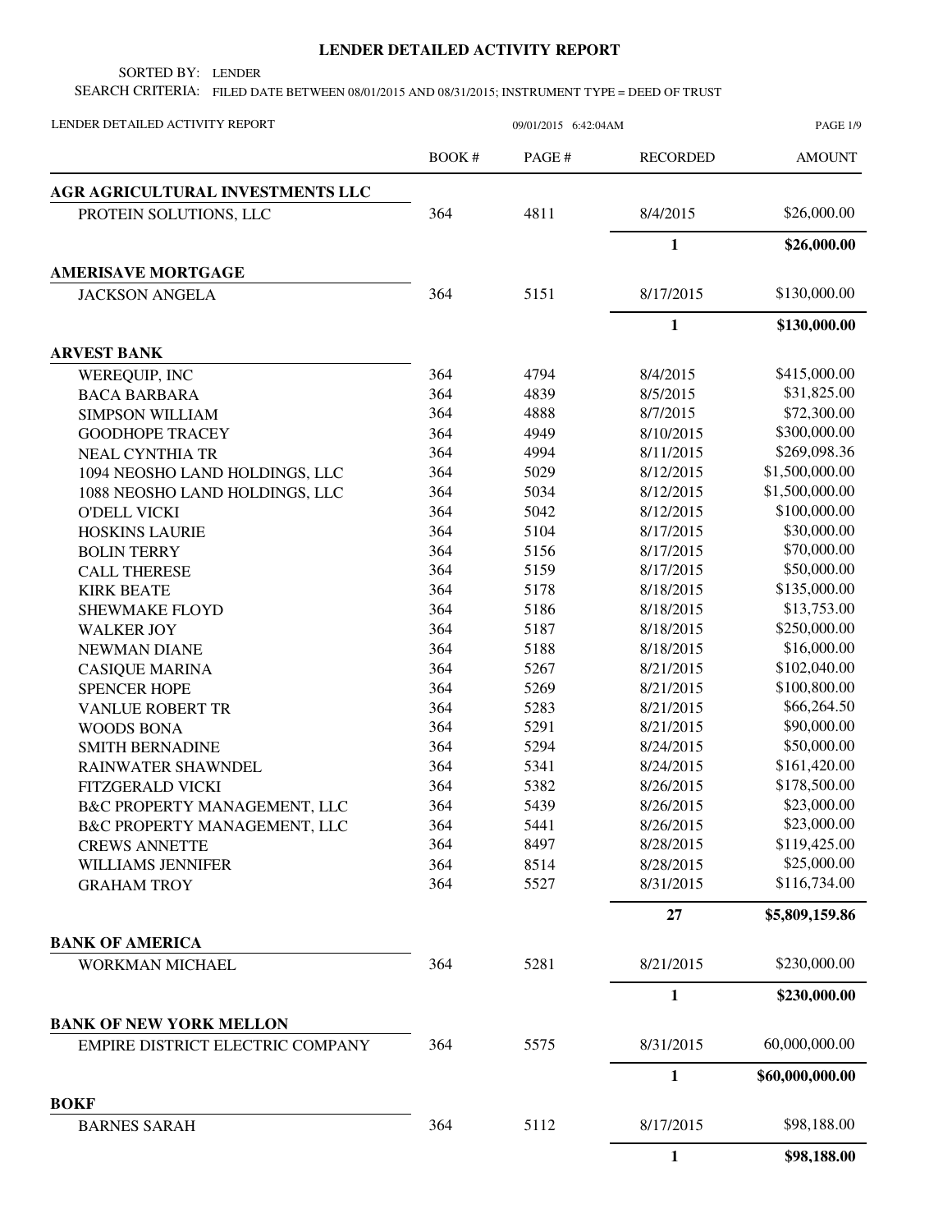# LENDER DETAILED ACTIVITY REPORT

SORTED BY: LENDER

SEARCH CRITERIA: FILED DATE BETWEEN 08/01/2015 AND 08/31/2015; INSTRUMENT TYPE = DEED OF TRUST

LENDER DETAILED ACTIVITY REPORT 09/01/2015 6:42:04AM

| | BOOK # | PAGE # | RECORDED | AMOUNT |
|---|---|---|---|---|
| **AGR AGRICULTURAL INVESTMENTS LLC** | | | | |
| PROTEIN SOLUTIONS, LLC | 364 | 4811 | 8/4/2015 | $26,000.00 |
| | | | **1** | **$26,000.00** |
| **AMERISAVE MORTGAGE** | | | | |
| JACKSON ANGELA | 364 | 5151 | 8/17/2015 | $130,000.00 |
| | | | **1** | **$130,000.00** |
| **ARVEST BANK** | | | | |
| WEREQUIP, INC | 364 | 4794 | 8/4/2015 | $415,000.00 |
| BACA BARBARA | 364 | 4839 | 8/5/2015 | $31,825.00 |
| SIMPSON WILLIAM | 364 | 4888 | 8/7/2015 | $72,300.00 |
| GOODHOPE TRACEY | 364 | 4949 | 8/10/2015 | $300,000.00 |
| NEAL CYNTHIA TR | 364 | 4994 | 8/11/2015 | $269,098.36 |
| 1094 NEOSHO LAND HOLDINGS, LLC | 364 | 5029 | 8/12/2015 | $1,500,000.00 |
| 1088 NEOSHO LAND HOLDINGS, LLC | 364 | 5034 | 8/12/2015 | $1,500,000.00 |
| O'DELL VICKI | 364 | 5042 | 8/12/2015 | $100,000.00 |
| HOSKINS LAURIE | 364 | 5104 | 8/17/2015 | $30,000.00 |
| BOLIN TERRY | 364 | 5156 | 8/17/2015 | $70,000.00 |
| CALL THERESE | 364 | 5159 | 8/17/2015 | $50,000.00 |
| KIRK BEATE | 364 | 5178 | 8/18/2015 | $135,000.00 |
| SHEWMAKE FLOYD | 364 | 5186 | 8/18/2015 | $13,753.00 |
| WALKER JOY | 364 | 5187 | 8/18/2015 | $250,000.00 |
| NEWMAN DIANE | 364 | 5188 | 8/18/2015 | $16,000.00 |
| CASIQUE MARINA | 364 | 5267 | 8/21/2015 | $102,040.00 |
| SPENCER HOPE | 364 | 5269 | 8/21/2015 | $100,800.00 |
| VANLUE ROBERT TR | 364 | 5283 | 8/21/2015 | $66,264.50 |
| WOODS BONA | 364 | 5291 | 8/21/2015 | $90,000.00 |
| SMITH BERNADINE | 364 | 5294 | 8/24/2015 | $50,000.00 |
| RAINWATER SHAWNDEL | 364 | 5341 | 8/24/2015 | $161,420.00 |
| FITZGERALD VICKI | 364 | 5382 | 8/26/2015 | $178,500.00 |
| B&C PROPERTY MANAGEMENT, LLC | 364 | 5439 | 8/26/2015 | $23,000.00 |
| B&C PROPERTY MANAGEMENT, LLC | 364 | 5441 | 8/26/2015 | $23,000.00 |
| CREWS ANNETTE | 364 | 8497 | 8/28/2015 | $119,425.00 |
| WILLIAMS JENNIFER | 364 | 8514 | 8/28/2015 | $25,000.00 |
| GRAHAM TROY | 364 | 5527 | 8/31/2015 | $116,734.00 |
| | | | **27** | **$5,809,159.86** |
| **BANK OF AMERICA** | | | | |
| WORKMAN MICHAEL | 364 | 5281 | 8/21/2015 | $230,000.00 |
| | | | **1** | **$230,000.00** |
| **BANK OF NEW YORK MELLON** | | | | |
| EMPIRE DISTRICT ELECTRIC COMPANY | 364 | 5575 | 8/31/2015 | 60,000,000.00 |
| | | | **1** | **$60,000,000.00** |
| **BOKF** | | | | |
| BARNES SARAH | 364 | 5112 | 8/17/2015 | $98,188.00 |
| | | | **1** | **$98,188.00** |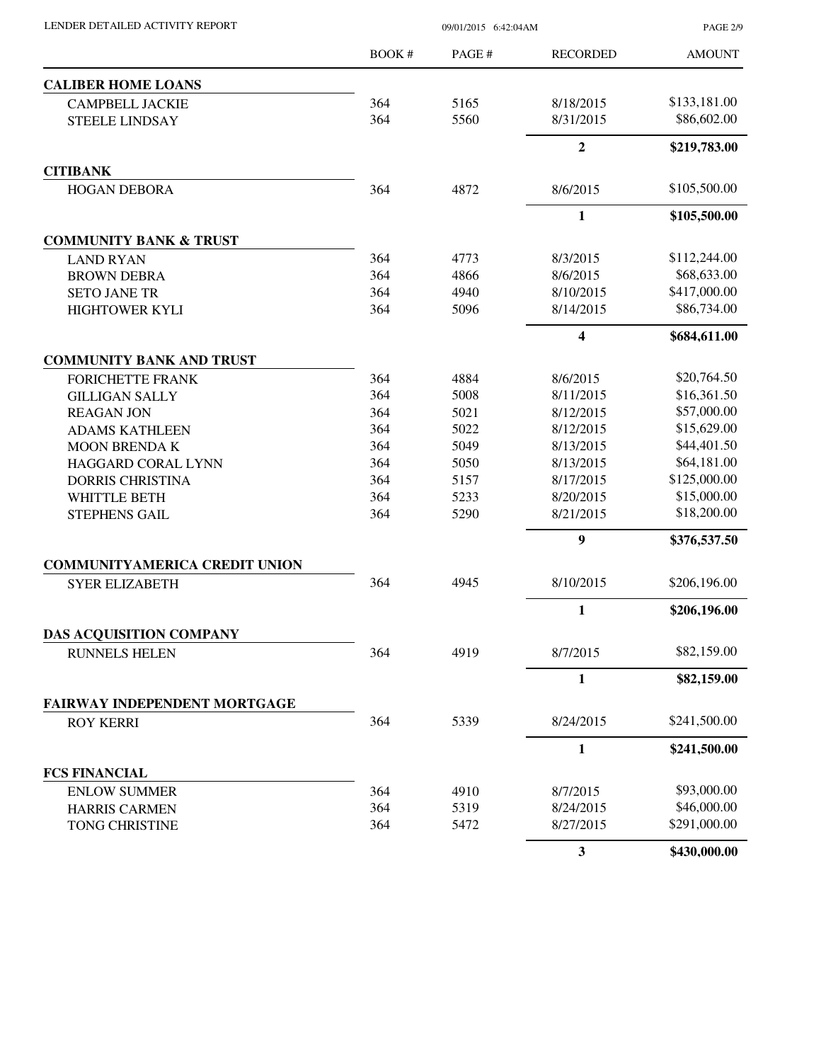| | BOOK # | PAGE # | RECORDED | AMOUNT |
|---|---|---|---|---|
| **CALIBER HOME LOANS** | | | | |
| CAMPBELL JACKIE | 364 | 5165 | 8/18/2015 | $133,181.00 |
| STEELE LINDSAY | 364 | 5560 | 8/31/2015 | $86,602.00 |
| | | | **2** | **$219,783.00** |
| **CITIBANK** | | | | |
| HOGAN DEBORA | 364 | 4872 | 8/6/2015 | $105,500.00 |
| | | | **1** | **$105,500.00** |
| **COMMUNITY BANK & TRUST** | | | | |
| LAND RYAN | 364 | 4773 | 8/3/2015 | $112,244.00 |
| BROWN DEBRA | 364 | 4866 | 8/6/2015 | $68,633.00 |
| SETO JANE TR | 364 | 4940 | 8/10/2015 | $417,000.00 |
| HIGHTOWER KYLI | 364 | 5096 | 8/14/2015 | $86,734.00 |
| | | | **4** | **$684,611.00** |
| **COMMUNITY BANK AND TRUST** | | | | |
| FORICHETTE FRANK | 364 | 4884 | 8/6/2015 | $20,764.50 |
| GILLIGAN SALLY | 364 | 5008 | 8/11/2015 | $16,361.50 |
| REAGAN JON | 364 | 5021 | 8/12/2015 | $57,000.00 |
| ADAMS KATHLEEN | 364 | 5022 | 8/12/2015 | $15,629.00 |
| MOON BRENDA K | 364 | 5049 | 8/13/2015 | $44,401.50 |
| HAGGARD CORAL LYNN | 364 | 5050 | 8/13/2015 | $64,181.00 |
| DORRIS CHRISTINA | 364 | 5157 | 8/17/2015 | $125,000.00 |
| WHITTLE BETH | 364 | 5233 | 8/20/2015 | $15,000.00 |
| STEPHENS GAIL | 364 | 5290 | 8/21/2015 | $18,200.00 |
| | | | **9** | **$376,537.50** |
| **COMMUNITYAMERICA CREDIT UNION** | | | | |
| SYER ELIZABETH | 364 | 4945 | 8/10/2015 | $206,196.00 |
| | | | **1** | **$206,196.00** |
| **DAS ACQUISITION COMPANY** | | | | |
| RUNNELS HELEN | 364 | 4919 | 8/7/2015 | $82,159.00 |
| | | | **1** | **$82,159.00** |
| **FAIRWAY INDEPENDENT MORTGAGE** | | | | |
| ROY KERRI | 364 | 5339 | 8/24/2015 | $241,500.00 |
| | | | **1** | **$241,500.00** |
| **FCS FINANCIAL** | | | | |
| ENLOW SUMMER | 364 | 4910 | 8/7/2015 | $93,000.00 |
| HARRIS CARMEN | 364 | 5319 | 8/24/2015 | $46,000.00 |
| TONG CHRISTINE | 364 | 5472 | 8/27/2015 | $291,000.00 |
| | | | **3** | **$430,000.00** |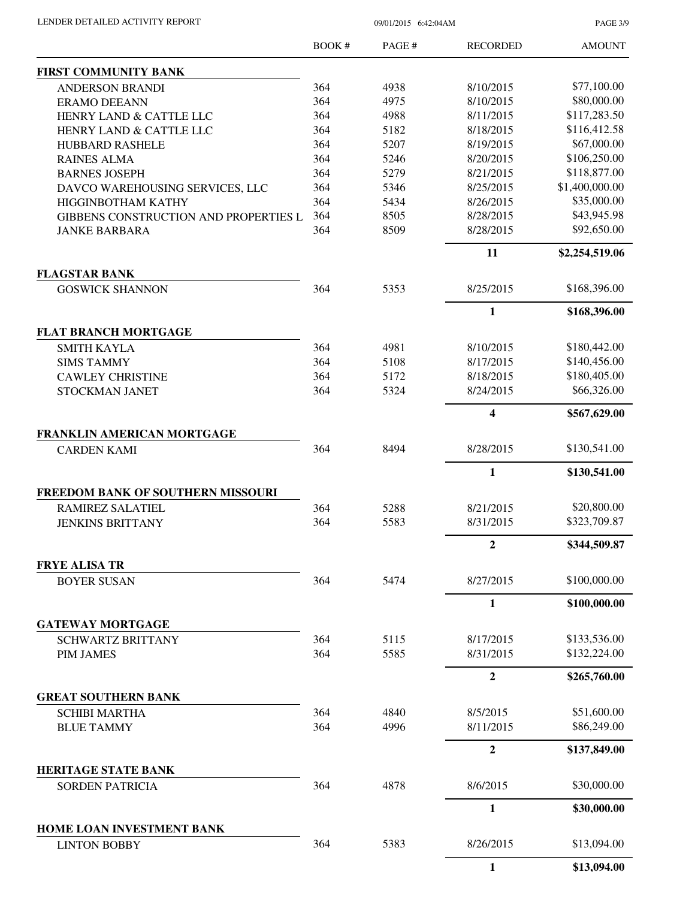| | BOOK # | PAGE # | RECORDED | AMOUNT |
|---|---|---|---|---|
| **FIRST COMMUNITY BANK** | | | | |
| ANDERSON BRANDI | 364 | 4938 | 8/10/2015 | $77,100.00 |
| ERAMO DEEANN | 364 | 4975 | 8/10/2015 | $80,000.00 |
| HENRY LAND & CATTLE LLC | 364 | 4988 | 8/11/2015 | $117,283.50 |
| HENRY LAND & CATTLE LLC | 364 | 5182 | 8/18/2015 | $116,412.58 |
| HUBBARD RASHELE | 364 | 5207 | 8/19/2015 | $67,000.00 |
| RAINES ALMA | 364 | 5246 | 8/20/2015 | $106,250.00 |
| BARNES JOSEPH | 364 | 5279 | 8/21/2015 | $118,877.00 |
| DAVCO WAREHOUSING SERVICES, LLC | 364 | 5346 | 8/25/2015 | $1,400,000.00 |
| HIGGINBOTHAM KATHY | 364 | 5434 | 8/26/2015 | $35,000.00 |
| GIBBENS CONSTRUCTION AND PROPERTIES L | 364 | 8505 | 8/28/2015 | $43,945.98 |
| JANKE BARBARA | 364 | 8509 | 8/28/2015 | $92,650.00 |
| | | | **11** | **$2,254,519.06** |
| **FLAGSTAR BANK** | | | | |
| GOSWICK SHANNON | 364 | 5353 | 8/25/2015 | $168,396.00 |
| | | | **1** | **$168,396.00** |
| **FLAT BRANCH MORTGAGE** | | | | |
| SMITH KAYLA | 364 | 4981 | 8/10/2015 | $180,442.00 |
| SIMS TAMMY | 364 | 5108 | 8/17/2015 | $140,456.00 |
| CAWLEY CHRISTINE | 364 | 5172 | 8/18/2015 | $180,405.00 |
| STOCKMAN JANET | 364 | 5324 | 8/24/2015 | $66,326.00 |
| | | | **4** | **$567,629.00** |
| **FRANKLIN AMERICAN MORTGAGE** | | | | |
| CARDEN KAMI | 364 | 8494 | 8/28/2015 | $130,541.00 |
| | | | **1** | **$130,541.00** |
| **FREEDOM BANK OF SOUTHERN MISSOURI** | | | | |
| RAMIREZ SALATIEL | 364 | 5288 | 8/21/2015 | $20,800.00 |
| JENKINS BRITTANY | 364 | 5583 | 8/31/2015 | $323,709.87 |
| | | | **2** | **$344,509.87** |
| **FRYE ALISA TR** | | | | |
| BOYER SUSAN | 364 | 5474 | 8/27/2015 | $100,000.00 |
| | | | **1** | **$100,000.00** |
| **GATEWAY MORTGAGE** | | | | |
| SCHWARTZ BRITTANY | 364 | 5115 | 8/17/2015 | $133,536.00 |
| PIM JAMES | 364 | 5585 | 8/31/2015 | $132,224.00 |
| | | | **2** | **$265,760.00** |
| **GREAT SOUTHERN BANK** | | | | |
| SCHIBI MARTHA | 364 | 4840 | 8/5/2015 | $51,600.00 |
| BLUE TAMMY | 364 | 4996 | 8/11/2015 | $86,249.00 |
| | | | **2** | **$137,849.00** |
| **HERITAGE STATE BANK** | | | | |
| SORDEN PATRICIA | 364 | 4878 | 8/6/2015 | $30,000.00 |
| | | | **1** | **$30,000.00** |
| **HOME LOAN INVESTMENT BANK** | | | | |
| LINTON BOBBY | 364 | 5383 | 8/26/2015 | $13,094.00 |
| | | | **1** | **$13,094.00** |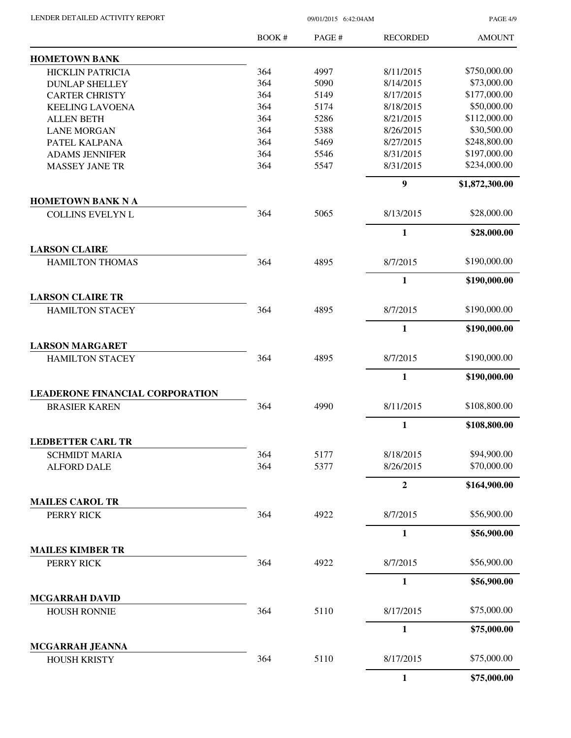| | BOOK # | PAGE # | RECORDED | AMOUNT |
|---|---|---|---|---|
| **HOMETOWN BANK** | | | | |
| HICKLIN PATRICIA | 364 | 4997 | 8/11/2015 | $750,000.00 |
| DUNLAP SHELLEY | 364 | 5090 | 8/14/2015 | $73,000.00 |
| CARTER CHRISTY | 364 | 5149 | 8/17/2015 | $177,000.00 |
| KEELING LAVOENA | 364 | 5174 | 8/18/2015 | $50,000.00 |
| ALLEN BETH | 364 | 5286 | 8/21/2015 | $112,000.00 |
| LANE MORGAN | 364 | 5388 | 8/26/2015 | $30,500.00 |
| PATEL KALPANA | 364 | 5469 | 8/27/2015 | $248,800.00 |
| ADAMS JENNIFER | 364 | 5546 | 8/31/2015 | $197,000.00 |
| MASSEY JANE TR | 364 | 5547 | 8/31/2015 | $234,000.00 |
| | | | **9** | **$1,872,300.00** |
| **HOMETOWN BANK N A** | | | | |
| COLLINS EVELYN L | 364 | 5065 | 8/13/2015 | $28,000.00 |
| | | | **1** | **$28,000.00** |
| **LARSON CLAIRE** | | | | |
| HAMILTON THOMAS | 364 | 4895 | 8/7/2015 | $190,000.00 |
| | | | **1** | **$190,000.00** |
| **LARSON CLAIRE TR** | | | | |
| HAMILTON STACEY | 364 | 4895 | 8/7/2015 | $190,000.00 |
| | | | **1** | **$190,000.00** |
| **LARSON MARGARET** | | | | |
| HAMILTON STACEY | 364 | 4895 | 8/7/2015 | $190,000.00 |
| | | | **1** | **$190,000.00** |
| **LEADERONE FINANCIAL CORPORATION** | | | | |
| BRASIER KAREN | 364 | 4990 | 8/11/2015 | $108,800.00 |
| | | | **1** | **$108,800.00** |
| **LEDBETTER CARL TR** | | | | |
| SCHMIDT MARIA | 364 | 5177 | 8/18/2015 | $94,900.00 |
| ALFORD DALE | 364 | 5377 | 8/26/2015 | $70,000.00 |
| | | | **2** | **$164,900.00** |
| **MAILES CAROL TR** | | | | |
| PERRY RICK | 364 | 4922 | 8/7/2015 | $56,900.00 |
| | | | **1** | **$56,900.00** |
| **MAILES KIMBER TR** | | | | |
| PERRY RICK | 364 | 4922 | 8/7/2015 | $56,900.00 |
| | | | **1** | **$56,900.00** |
| **MCGARRAH DAVID** | | | | |
| HOUSH RONNIE | 364 | 5110 | 8/17/2015 | $75,000.00 |
| | | | **1** | **$75,000.00** |
| **MCGARRAH JEANNA** | | | | |
| HOUSH KRISTY | 364 | 5110 | 8/17/2015 | $75,000.00 |
| | | | **1** | **$75,000.00** |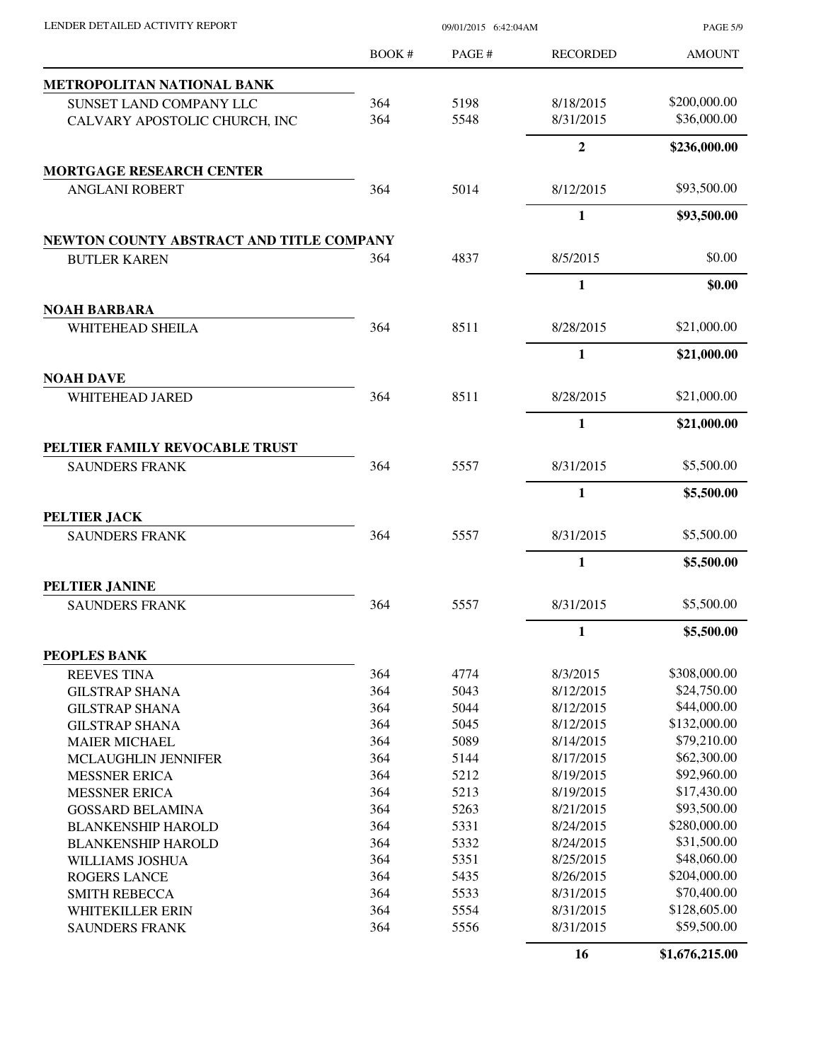| | BOOK # | PAGE # | RECORDED | AMOUNT |
|---|---|---|---|---|
| **METROPOLITAN NATIONAL BANK** | | | | |
| SUNSET LAND COMPANY LLC | 364 | 5198 | 8/18/2015 | $200,000.00 |
| CALVARY APOSTOLIC CHURCH, INC | 364 | 5548 | 8/31/2015 | $36,000.00 |
| | | | **2** | **$236,000.00** |
| **MORTGAGE RESEARCH CENTER** | | | | |
| ANGLANI ROBERT | 364 | 5014 | 8/12/2015 | $93,500.00 |
| | | | **1** | **$93,500.00** |
| **NEWTON COUNTY ABSTRACT AND TITLE COMPANY** | | | | |
| BUTLER KAREN | 364 | 4837 | 8/5/2015 | $0.00 |
| | | | **1** | **$0.00** |
| **NOAH BARBARA** | | | | |
| WHITEHEAD SHEILA | 364 | 8511 | 8/28/2015 | $21,000.00 |
| | | | **1** | **$21,000.00** |
| **NOAH DAVE** | | | | |
| WHITEHEAD JARED | 364 | 8511 | 8/28/2015 | $21,000.00 |
| | | | **1** | **$21,000.00** |
| **PELTIER FAMILY REVOCABLE TRUST** | | | | |
| SAUNDERS FRANK | 364 | 5557 | 8/31/2015 | $5,500.00 |
| | | | **1** | **$5,500.00** |
| **PELTIER JACK** | | | | |
| SAUNDERS FRANK | 364 | 5557 | 8/31/2015 | $5,500.00 |
| | | | **1** | **$5,500.00** |
| **PELTIER JANINE** | | | | |
| SAUNDERS FRANK | 364 | 5557 | 8/31/2015 | $5,500.00 |
| | | | **1** | **$5,500.00** |
| **PEOPLES BANK** | | | | |
| REEVES TINA | 364 | 4774 | 8/3/2015 | $308,000.00 |
| GILSTRAP SHANA | 364 | 5043 | 8/12/2015 | $24,750.00 |
| GILSTRAP SHANA | 364 | 5044 | 8/12/2015 | $44,000.00 |
| GILSTRAP SHANA | 364 | 5045 | 8/12/2015 | $132,000.00 |
| MAIER MICHAEL | 364 | 5089 | 8/14/2015 | $79,210.00 |
| MCLAUGHLIN JENNIFER | 364 | 5144 | 8/17/2015 | $62,300.00 |
| MESSNER ERICA | 364 | 5212 | 8/19/2015 | $92,960.00 |
| MESSNER ERICA | 364 | 5213 | 8/19/2015 | $17,430.00 |
| GOSSARD BELAMINA | 364 | 5263 | 8/21/2015 | $93,500.00 |
| BLANKENSHIP HAROLD | 364 | 5331 | 8/24/2015 | $280,000.00 |
| BLANKENSHIP HAROLD | 364 | 5332 | 8/24/2015 | $31,500.00 |
| WILLIAMS JOSHUA | 364 | 5351 | 8/25/2015 | $48,060.00 |
| ROGERS LANCE | 364 | 5435 | 8/26/2015 | $204,000.00 |
| SMITH REBECCA | 364 | 5533 | 8/31/2015 | $70,400.00 |
| WHITEKILLER ERIN | 364 | 5554 | 8/31/2015 | $128,605.00 |
| SAUNDERS FRANK | 364 | 5556 | 8/31/2015 | $59,500.00 |
| | | | **16** | **$1,676,215.00** |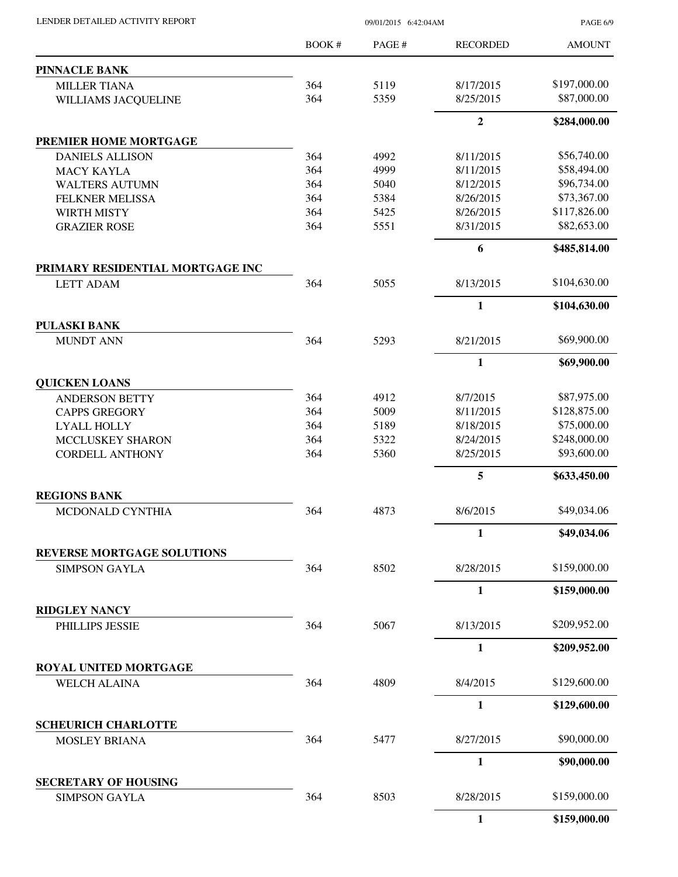| | BOOK # | PAGE # | RECORDED | AMOUNT |
|---|---|---|---|---|
| **PINNACLE BANK** | | | | |
| MILLER TIANA | 364 | 5119 | 8/17/2015 | $197,000.00 |
| WILLIAMS JACQUELINE | 364 | 5359 | 8/25/2015 | $87,000.00 |
| | | | **2** | **$284,000.00** |
| **PREMIER HOME MORTGAGE** | | | | |
| DANIELS ALLISON | 364 | 4992 | 8/11/2015 | $56,740.00 |
| MACY KAYLA | 364 | 4999 | 8/11/2015 | $58,494.00 |
| WALTERS AUTUMN | 364 | 5040 | 8/12/2015 | $96,734.00 |
| FELKNER MELISSA | 364 | 5384 | 8/26/2015 | $73,367.00 |
| WIRTH MISTY | 364 | 5425 | 8/26/2015 | $117,826.00 |
| GRAZIER ROSE | 364 | 5551 | 8/31/2015 | $82,653.00 |
| | | | **6** | **$485,814.00** |
| **PRIMARY RESIDENTIAL MORTGAGE INC** | | | | |
| LETT ADAM | 364 | 5055 | 8/13/2015 | $104,630.00 |
| | | | **1** | **$104,630.00** |
| **PULASKI BANK** | | | | |
| MUNDT ANN | 364 | 5293 | 8/21/2015 | $69,900.00 |
| | | | **1** | **$69,900.00** |
| **QUICKEN LOANS** | | | | |
| ANDERSON BETTY | 364 | 4912 | 8/7/2015 | $87,975.00 |
| CAPPS GREGORY | 364 | 5009 | 8/11/2015 | $128,875.00 |
| LYALL HOLLY | 364 | 5189 | 8/18/2015 | $75,000.00 |
| MCCLUSKEY SHARON | 364 | 5322 | 8/24/2015 | $248,000.00 |
| CORDELL ANTHONY | 364 | 5360 | 8/25/2015 | $93,600.00 |
| | | | **5** | **$633,450.00** |
| **REGIONS BANK** | | | | |
| MCDONALD CYNTHIA | 364 | 4873 | 8/6/2015 | $49,034.06 |
| | | | **1** | **$49,034.06** |
| **REVERSE MORTGAGE SOLUTIONS** | | | | |
| SIMPSON GAYLA | 364 | 8502 | 8/28/2015 | $159,000.00 |
| | | | **1** | **$159,000.00** |
| **RIDGLEY NANCY** | | | | |
| PHILLIPS JESSIE | 364 | 5067 | 8/13/2015 | $209,952.00 |
| | | | **1** | **$209,952.00** |
| **ROYAL UNITED MORTGAGE** | | | | |
| WELCH ALAINA | 364 | 4809 | 8/4/2015 | $129,600.00 |
| | | | **1** | **$129,600.00** |
| **SCHEURICH CHARLOTTE** | | | | |
| MOSLEY BRIANA | 364 | 5477 | 8/27/2015 | $90,000.00 |
| | | | **1** | **$90,000.00** |
| **SECRETARY OF HOUSING** | | | | |
| SIMPSON GAYLA | 364 | 8503 | 8/28/2015 | $159,000.00 |
| | | | **1** | **$159,000.00** |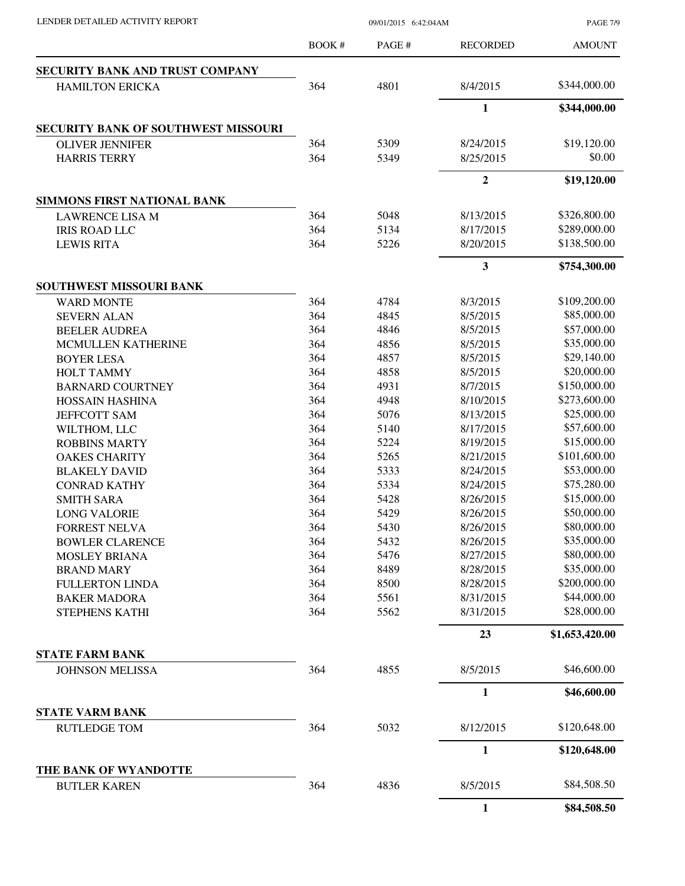# LENDER DETAILED ACTIVITY REPORT

09/01/2015 6:42:04AM

| | BOOK # | PAGE # | RECORDED | AMOUNT |
|---|---|---|---|---|
| **SECURITY BANK AND TRUST COMPANY** | | | | |
| HAMILTON ERICKA | 364 | 4801 | 8/4/2015 | $344,000.00 |
| | | | **1** | **$344,000.00** |
| **SECURITY BANK OF SOUTHWEST MISSOURI** | | | | |
| OLIVER JENNIFER | 364 | 5309 | 8/24/2015 | $19,120.00 |
| HARRIS TERRY | 364 | 5349 | 8/25/2015 | $0.00 |
| | | | **2** | **$19,120.00** |
| **SIMMONS FIRST NATIONAL BANK** | | | | |
| LAWRENCE LISA M | 364 | 5048 | 8/13/2015 | $326,800.00 |
| IRIS ROAD LLC | 364 | 5134 | 8/17/2015 | $289,000.00 |
| LEWIS RITA | 364 | 5226 | 8/20/2015 | $138,500.00 |
| | | | **3** | **$754,300.00** |
| **SOUTHWEST MISSOURI BANK** | | | | |
| WARD MONTE | 364 | 4784 | 8/3/2015 | $109,200.00 |
| SEVERN ALAN | 364 | 4845 | 8/5/2015 | $85,000.00 |
| BEELER AUDREA | 364 | 4846 | 8/5/2015 | $57,000.00 |
| MCMULLEN KATHERINE | 364 | 4856 | 8/5/2015 | $35,000.00 |
| BOYER LESA | 364 | 4857 | 8/5/2015 | $29,140.00 |
| HOLT TAMMY | 364 | 4858 | 8/5/2015 | $20,000.00 |
| BARNARD COURTNEY | 364 | 4931 | 8/7/2015 | $150,000.00 |
| HOSSAIN HASHINA | 364 | 4948 | 8/10/2015 | $273,600.00 |
| JEFFCOTT SAM | 364 | 5076 | 8/13/2015 | $25,000.00 |
| WILTHOM, LLC | 364 | 5140 | 8/17/2015 | $57,600.00 |
| ROBBINS MARTY | 364 | 5224 | 8/19/2015 | $15,000.00 |
| OAKES CHARITY | 364 | 5265 | 8/21/2015 | $101,600.00 |
| BLAKELY DAVID | 364 | 5333 | 8/24/2015 | $53,000.00 |
| CONRAD KATHY | 364 | 5334 | 8/24/2015 | $75,280.00 |
| SMITH SARA | 364 | 5428 | 8/26/2015 | $15,000.00 |
| LONG VALORIE | 364 | 5429 | 8/26/2015 | $50,000.00 |
| FORREST NELVA | 364 | 5430 | 8/26/2015 | $80,000.00 |
| BOWLER CLARENCE | 364 | 5432 | 8/26/2015 | $35,000.00 |
| MOSLEY BRIANA | 364 | 5476 | 8/27/2015 | $80,000.00 |
| BRAND MARY | 364 | 8489 | 8/28/2015 | $35,000.00 |
| FULLERTON LINDA | 364 | 8500 | 8/28/2015 | $200,000.00 |
| BAKER MADORA | 364 | 5561 | 8/31/2015 | $44,000.00 |
| STEPHENS KATHI | 364 | 5562 | 8/31/2015 | $28,000.00 |
| | | | **23** | **$1,653,420.00** |
| **STATE FARM BANK** | | | | |
| JOHNSON MELISSA | 364 | 4855 | 8/5/2015 | $46,600.00 |
| | | | **1** | **$46,600.00** |
| **STATE VARM BANK** | | | | |
| RUTLEDGE TOM | 364 | 5032 | 8/12/2015 | $120,648.00 |
| | | | **1** | **$120,648.00** |
| **THE BANK OF WYANDOTTE** | | | | |
| BUTLER KAREN | 364 | 4836 | 8/5/2015 | $84,508.50 |
| | | | **1** | **$84,508.50** |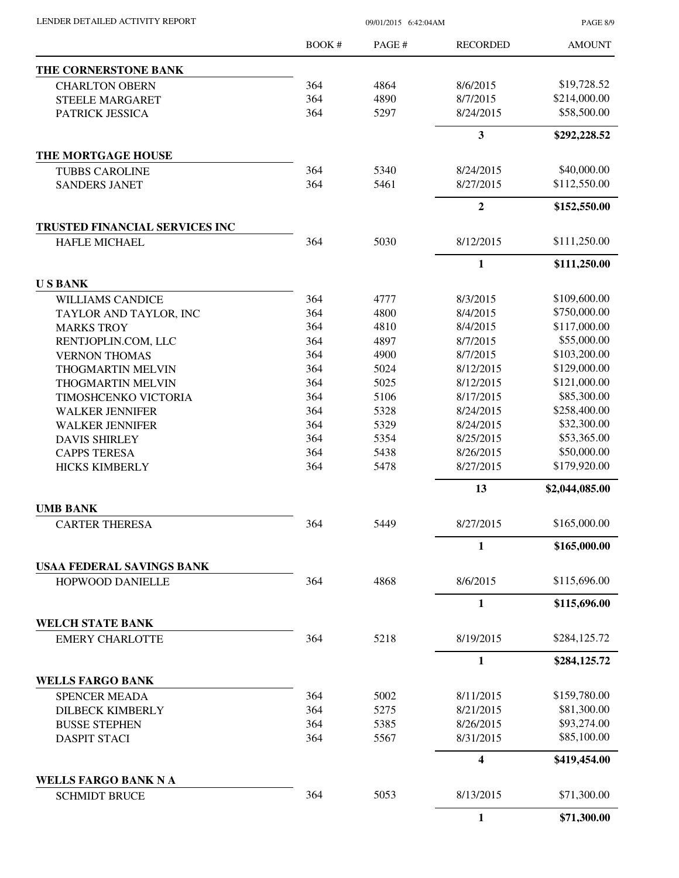| | BOOK # | PAGE # | RECORDED | AMOUNT |
|---|---|---|---|---|
| **THE CORNERSTONE BANK** | | | | |
| CHARLTON OBERN | 364 | 4864 | 8/6/2015 | $19,728.52 |
| STEELE MARGARET | 364 | 4890 | 8/7/2015 | $214,000.00 |
| PATRICK JESSICA | 364 | 5297 | 8/24/2015 | $58,500.00 |
| | | | **3** | **$292,228.52** |
| **THE MORTGAGE HOUSE** | | | | |
| TUBBS CAROLINE | 364 | 5340 | 8/24/2015 | $40,000.00 |
| SANDERS JANET | 364 | 5461 | 8/27/2015 | $112,550.00 |
| | | | **2** | **$152,550.00** |
| **TRUSTED FINANCIAL SERVICES INC** | | | | |
| HAFLE MICHAEL | 364 | 5030 | 8/12/2015 | $111,250.00 |
| | | | **1** | **$111,250.00** |
| **U S BANK** | | | | |
| WILLIAMS CANDICE | 364 | 4777 | 8/3/2015 | $109,600.00 |
| TAYLOR AND TAYLOR, INC | 364 | 4800 | 8/4/2015 | $750,000.00 |
| MARKS TROY | 364 | 4810 | 8/4/2015 | $117,000.00 |
| RENTJOPLIN.COM, LLC | 364 | 4897 | 8/7/2015 | $55,000.00 |
| VERNON THOMAS | 364 | 4900 | 8/7/2015 | $103,200.00 |
| THOGMARTIN MELVIN | 364 | 5024 | 8/12/2015 | $129,000.00 |
| THOGMARTIN MELVIN | 364 | 5025 | 8/12/2015 | $121,000.00 |
| TIMOSHCENKO VICTORIA | 364 | 5106 | 8/17/2015 | $85,300.00 |
| WALKER JENNIFER | 364 | 5328 | 8/24/2015 | $258,400.00 |
| WALKER JENNIFER | 364 | 5329 | 8/24/2015 | $32,300.00 |
| DAVIS SHIRLEY | 364 | 5354 | 8/25/2015 | $53,365.00 |
| CAPPS TERESA | 364 | 5438 | 8/26/2015 | $50,000.00 |
| HICKS KIMBERLY | 364 | 5478 | 8/27/2015 | $179,920.00 |
| | | | **13** | **$2,044,085.00** |
| **UMB BANK** | | | | |
| CARTER THERESA | 364 | 5449 | 8/27/2015 | $165,000.00 |
| | | | **1** | **$165,000.00** |
| **USAA FEDERAL SAVINGS BANK** | | | | |
| HOPWOOD DANIELLE | 364 | 4868 | 8/6/2015 | $115,696.00 |
| | | | **1** | **$115,696.00** |
| **WELCH STATE BANK** | | | | |
| EMERY CHARLOTTE | 364 | 5218 | 8/19/2015 | $284,125.72 |
| | | | **1** | **$284,125.72** |
| **WELLS FARGO BANK** | | | | |
| SPENCER MEADA | 364 | 5002 | 8/11/2015 | $159,780.00 |
| DILBECK KIMBERLY | 364 | 5275 | 8/21/2015 | $81,300.00 |
| BUSSE STEPHEN | 364 | 5385 | 8/26/2015 | $93,274.00 |
| DASPIT STACI | 364 | 5567 | 8/31/2015 | $85,100.00 |
| | | | **4** | **$419,454.00** |
| **WELLS FARGO BANK N A** | | | | |
| SCHMIDT BRUCE | 364 | 5053 | 8/13/2015 | $71,300.00 |
| | | | **1** | **$71,300.00** |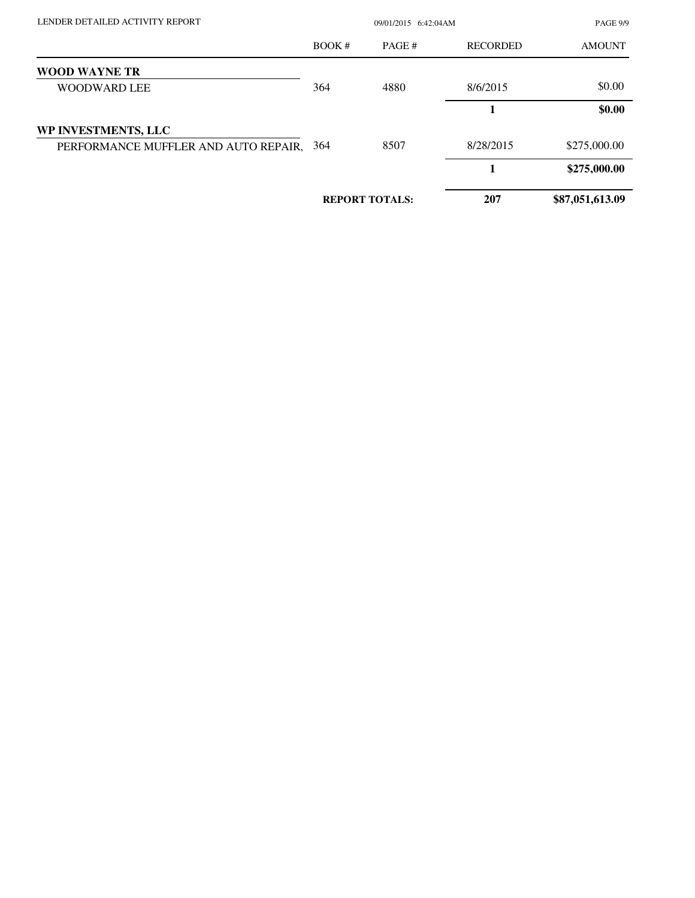| | BOOK # | PAGE # | RECORDED | AMOUNT |
|---|---|---|---|---|
| **WOOD WAYNE TR** | | | | |
| WOODWARD LEE | 364 | 4880 | 8/6/2015 | $0.00 |
| | | | **1** | **$0.00** |
| **WP INVESTMENTS, LLC** | | | | |
| PERFORMANCE MUFFLER AND AUTO REPAIR, | 364 | 8507 | 8/28/2015 | $275,000.00 |
| | | | **1** | **$275,000.00** |
| | **REPORT TOTALS:** | | **207** | **$87,051,613.09** |